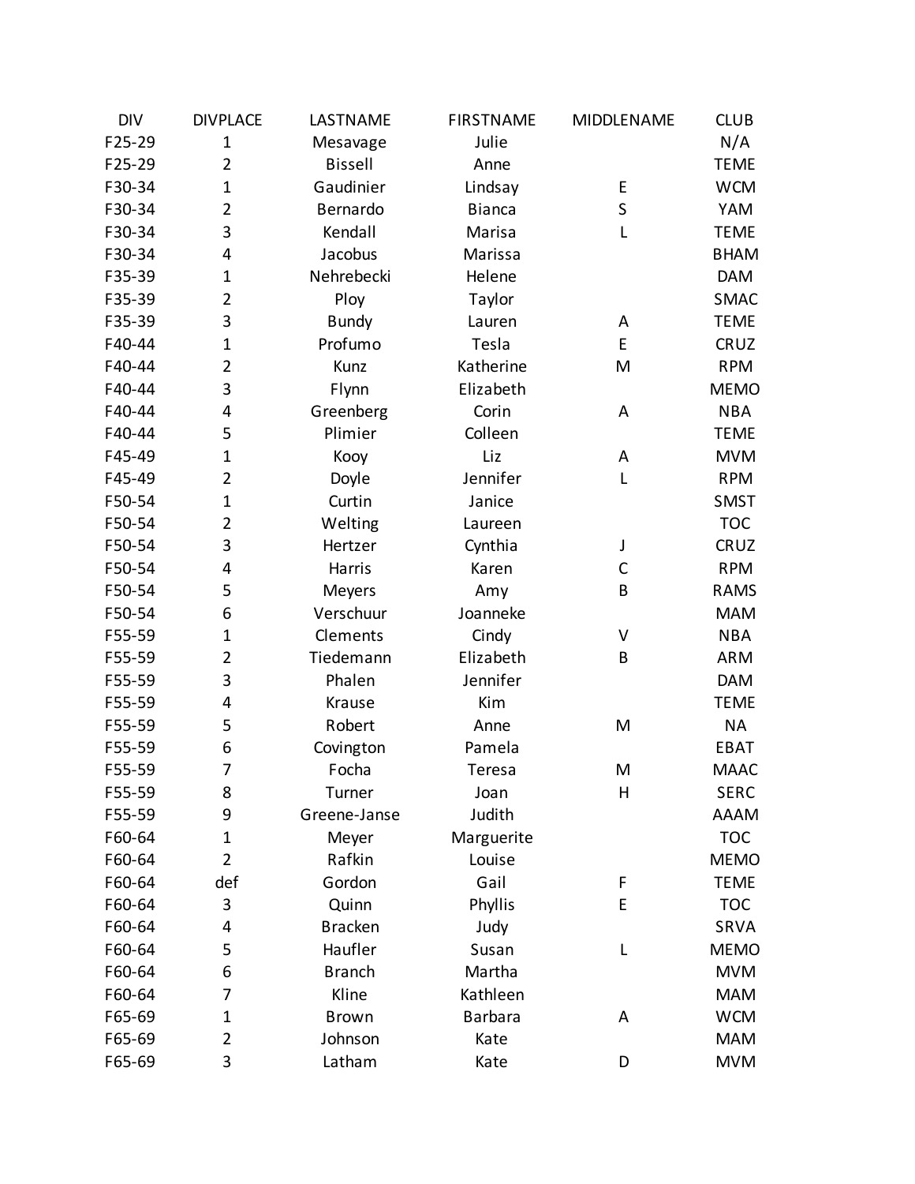| DIV | DIVPLACE | LASTNAME | FIRSTNAME | MIDDLENAME | CLUB |
|---|---|---|---|---|---|
| F25-29 | 1 | Mesavage | Julie | | N/A |
| F25-29 | 2 | Bissell | Anne | | TEME |
| F30-34 | 1 | Gaudinier | Lindsay | E | WCM |
| F30-34 | 2 | Bernardo | Bianca | S | YAM |
| F30-34 | 3 | Kendall | Marisa | L | TEME |
| F30-34 | 4 | Jacobus | Marissa | | BHAM |
| F35-39 | 1 | Nehrebecki | Helene | | DAM |
| F35-39 | 2 | Ploy | Taylor | | SMAC |
| F35-39 | 3 | Bundy | Lauren | A | TEME |
| F40-44 | 1 | Profumo | Tesla | E | CRUZ |
| F40-44 | 2 | Kunz | Katherine | M | RPM |
| F40-44 | 3 | Flynn | Elizabeth | | MEMO |
| F40-44 | 4 | Greenberg | Corin | A | NBA |
| F40-44 | 5 | Plimier | Colleen | | TEME |
| F45-49 | 1 | Kooy | Liz | A | MVM |
| F45-49 | 2 | Doyle | Jennifer | L | RPM |
| F50-54 | 1 | Curtin | Janice | | SMST |
| F50-54 | 2 | Welting | Laureen | | TOC |
| F50-54 | 3 | Hertzer | Cynthia | J | CRUZ |
| F50-54 | 4 | Harris | Karen | C | RPM |
| F50-54 | 5 | Meyers | Amy | B | RAMS |
| F50-54 | 6 | Verschuur | Joanneke | | MAM |
| F55-59 | 1 | Clements | Cindy | V | NBA |
| F55-59 | 2 | Tiedemann | Elizabeth | B | ARM |
| F55-59 | 3 | Phalen | Jennifer | | DAM |
| F55-59 | 4 | Krause | Kim | | TEME |
| F55-59 | 5 | Robert | Anne | M | NA |
| F55-59 | 6 | Covington | Pamela | | EBAT |
| F55-59 | 7 | Focha | Teresa | M | MAAC |
| F55-59 | 8 | Turner | Joan | H | SERC |
| F55-59 | 9 | Greene-Janse | Judith | | AAAM |
| F60-64 | 1 | Meyer | Marguerite | | TOC |
| F60-64 | 2 | Rafkin | Louise | | MEMO |
| F60-64 | def | Gordon | Gail | F | TEME |
| F60-64 | 3 | Quinn | Phyllis | E | TOC |
| F60-64 | 4 | Bracken | Judy | | SRVA |
| F60-64 | 5 | Haufler | Susan | L | MEMO |
| F60-64 | 6 | Branch | Martha | | MVM |
| F60-64 | 7 | Kline | Kathleen | | MAM |
| F65-69 | 1 | Brown | Barbara | A | WCM |
| F65-69 | 2 | Johnson | Kate | | MAM |
| F65-69 | 3 | Latham | Kate | D | MVM |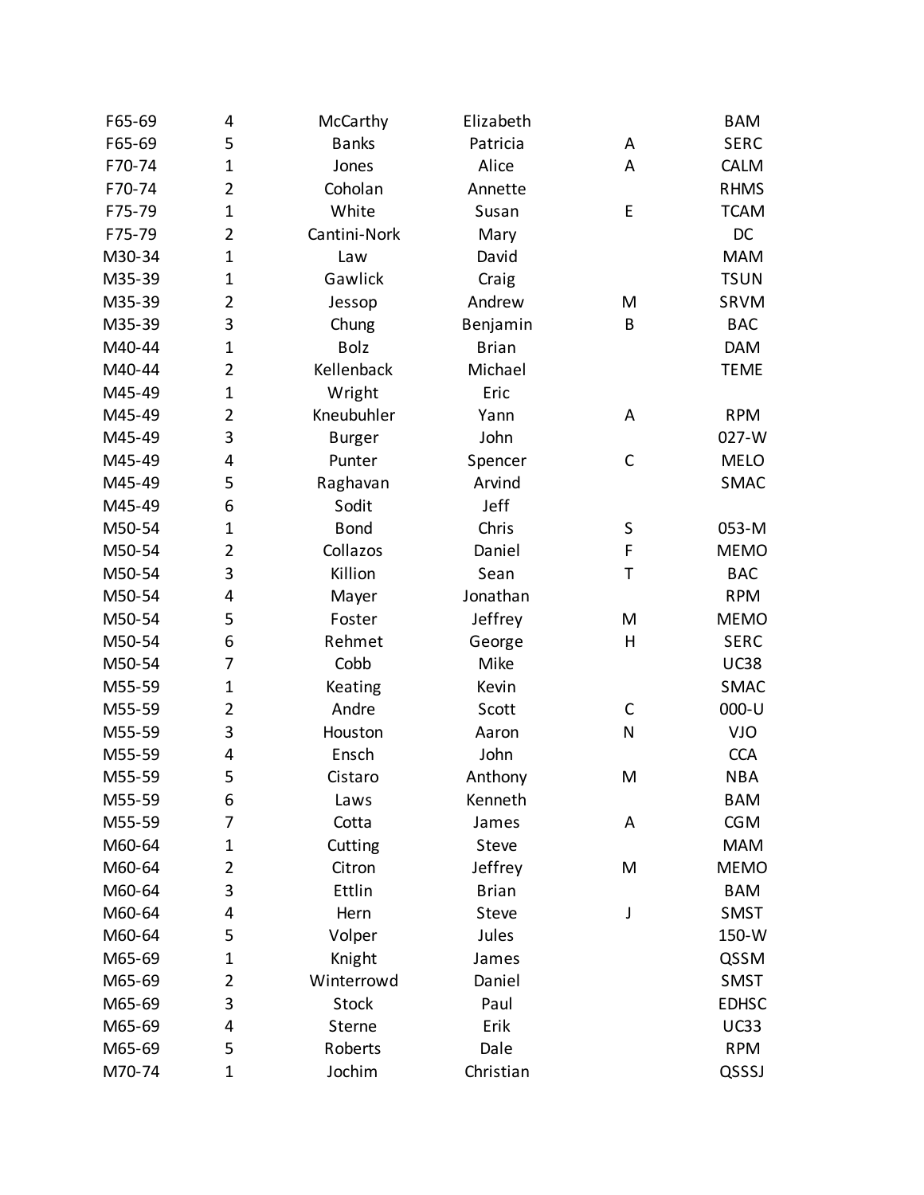| | | | | | |
|---|---|---|---|---|---|
| F65-69 | 4 | McCarthy | Elizabeth | | BAM |
| F65-69 | 5 | Banks | Patricia | A | SERC |
| F70-74 | 1 | Jones | Alice | A | CALM |
| F70-74 | 2 | Coholan | Annette | | RHMS |
| F75-79 | 1 | White | Susan | E | TCAM |
| F75-79 | 2 | Cantini-Nork | Mary | | DC |
| M30-34 | 1 | Law | David | | MAM |
| M35-39 | 1 | Gawlick | Craig | | TSUN |
| M35-39 | 2 | Jessop | Andrew | M | SRVM |
| M35-39 | 3 | Chung | Benjamin | B | BAC |
| M40-44 | 1 | Bolz | Brian | | DAM |
| M40-44 | 2 | Kellenback | Michael | | TEME |
| M45-49 | 1 | Wright | Eric | | |
| M45-49 | 2 | Kneubuhler | Yann | A | RPM |
| M45-49 | 3 | Burger | John | | 027-W |
| M45-49 | 4 | Punter | Spencer | C | MELO |
| M45-49 | 5 | Raghavan | Arvind | | SMAC |
| M45-49 | 6 | Sodit | Jeff | | |
| M50-54 | 1 | Bond | Chris | S | 053-M |
| M50-54 | 2 | Collazos | Daniel | F | MEMO |
| M50-54 | 3 | Killion | Sean | T | BAC |
| M50-54 | 4 | Mayer | Jonathan | | RPM |
| M50-54 | 5 | Foster | Jeffrey | M | MEMO |
| M50-54 | 6 | Rehmet | George | H | SERC |
| M50-54 | 7 | Cobb | Mike | | UC38 |
| M55-59 | 1 | Keating | Kevin | | SMAC |
| M55-59 | 2 | Andre | Scott | C | 000-U |
| M55-59 | 3 | Houston | Aaron | N | VJO |
| M55-59 | 4 | Ensch | John | | CCA |
| M55-59 | 5 | Cistaro | Anthony | M | NBA |
| M55-59 | 6 | Laws | Kenneth | | BAM |
| M55-59 | 7 | Cotta | James | A | CGM |
| M60-64 | 1 | Cutting | Steve | | MAM |
| M60-64 | 2 | Citron | Jeffrey | M | MEMO |
| M60-64 | 3 | Ettlin | Brian | | BAM |
| M60-64 | 4 | Hern | Steve | J | SMST |
| M60-64 | 5 | Volper | Jules | | 150-W |
| M65-69 | 1 | Knight | James | | QSSM |
| M65-69 | 2 | Winterrowd | Daniel | | SMST |
| M65-69 | 3 | Stock | Paul | | EDHSC |
| M65-69 | 4 | Sterne | Erik | | UC33 |
| M65-69 | 5 | Roberts | Dale | | RPM |
| M70-74 | 1 | Jochim | Christian | | QSSSJ |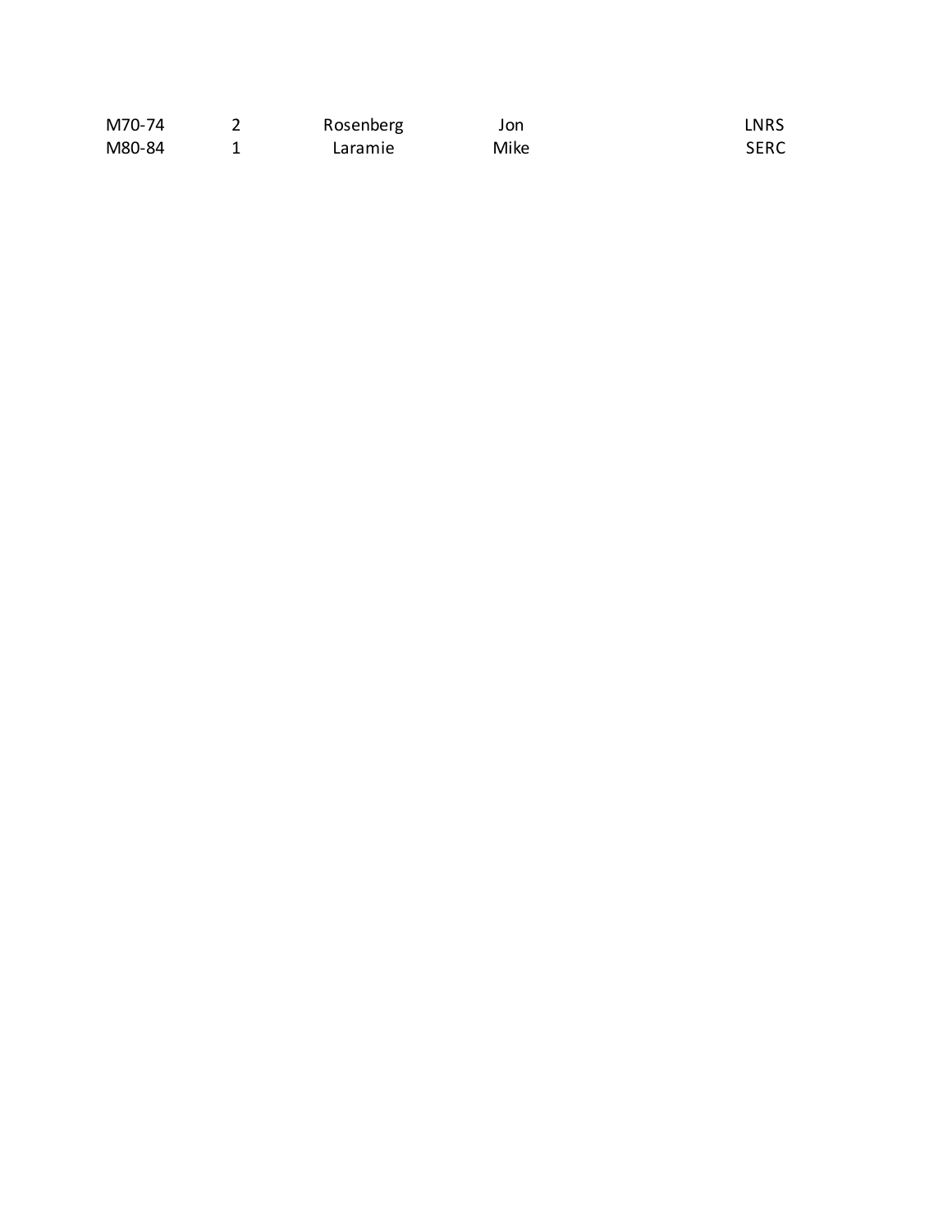| | | | | |
|---|---|---|---|---|
| M70-74 | 2 | Rosenberg | Jon | LNRS |
| M80-84 | 1 | Laramie | Mike | SERC |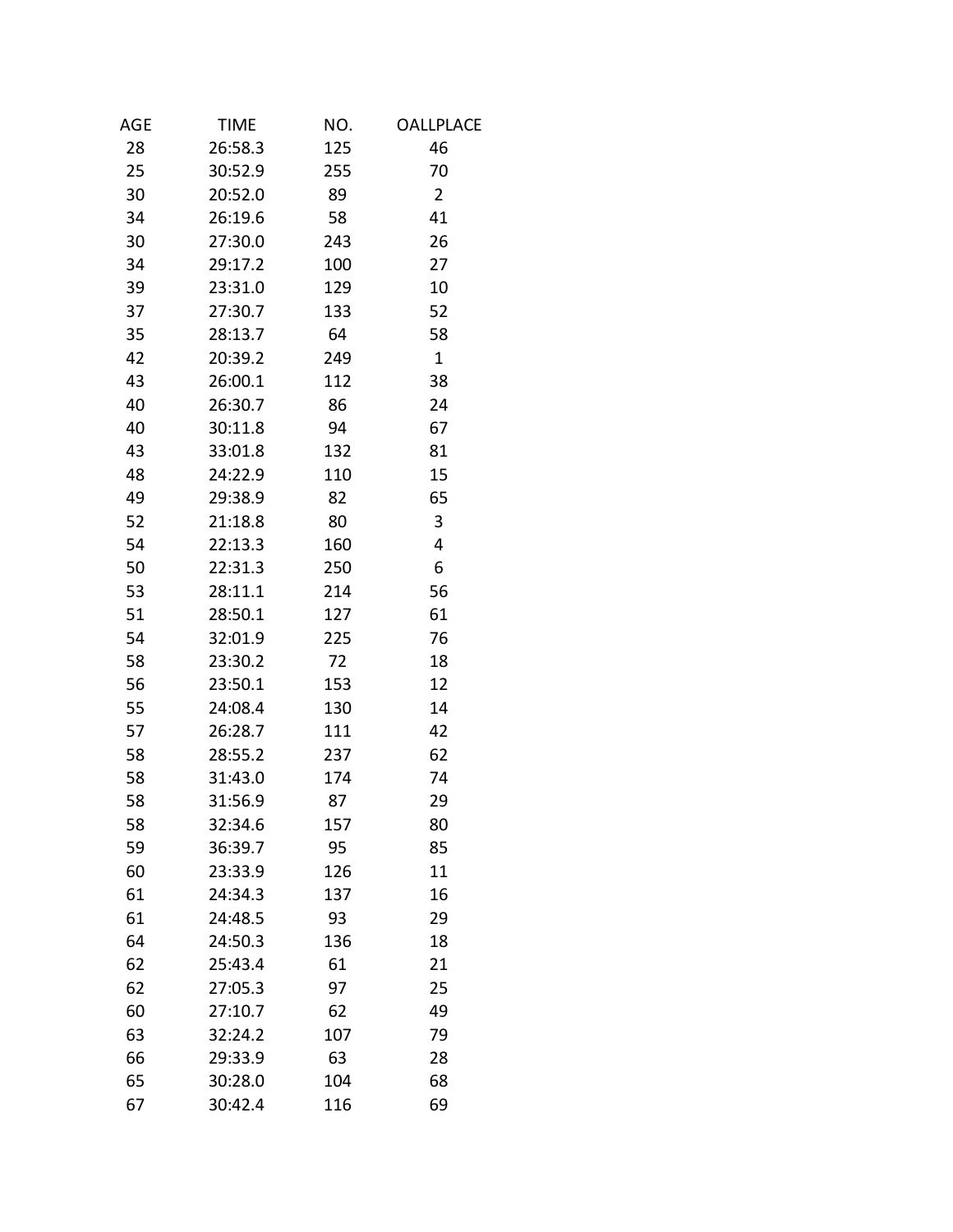| AGE | TIME | NO. | OALLPLACE |
|---|---|---|---|
| 28 | 26:58.3 | 125 | 46 |
| 25 | 30:52.9 | 255 | 70 |
| 30 | 20:52.0 | 89 | 2 |
| 34 | 26:19.6 | 58 | 41 |
| 30 | 27:30.0 | 243 | 26 |
| 34 | 29:17.2 | 100 | 27 |
| 39 | 23:31.0 | 129 | 10 |
| 37 | 27:30.7 | 133 | 52 |
| 35 | 28:13.7 | 64 | 58 |
| 42 | 20:39.2 | 249 | 1 |
| 43 | 26:00.1 | 112 | 38 |
| 40 | 26:30.7 | 86 | 24 |
| 40 | 30:11.8 | 94 | 67 |
| 43 | 33:01.8 | 132 | 81 |
| 48 | 24:22.9 | 110 | 15 |
| 49 | 29:38.9 | 82 | 65 |
| 52 | 21:18.8 | 80 | 3 |
| 54 | 22:13.3 | 160 | 4 |
| 50 | 22:31.3 | 250 | 6 |
| 53 | 28:11.1 | 214 | 56 |
| 51 | 28:50.1 | 127 | 61 |
| 54 | 32:01.9 | 225 | 76 |
| 58 | 23:30.2 | 72 | 18 |
| 56 | 23:50.1 | 153 | 12 |
| 55 | 24:08.4 | 130 | 14 |
| 57 | 26:28.7 | 111 | 42 |
| 58 | 28:55.2 | 237 | 62 |
| 58 | 31:43.0 | 174 | 74 |
| 58 | 31:56.9 | 87 | 29 |
| 58 | 32:34.6 | 157 | 80 |
| 59 | 36:39.7 | 95 | 85 |
| 60 | 23:33.9 | 126 | 11 |
| 61 | 24:34.3 | 137 | 16 |
| 61 | 24:48.5 | 93 | 29 |
| 64 | 24:50.3 | 136 | 18 |
| 62 | 25:43.4 | 61 | 21 |
| 62 | 27:05.3 | 97 | 25 |
| 60 | 27:10.7 | 62 | 49 |
| 63 | 32:24.2 | 107 | 79 |
| 66 | 29:33.9 | 63 | 28 |
| 65 | 30:28.0 | 104 | 68 |
| 67 | 30:42.4 | 116 | 69 |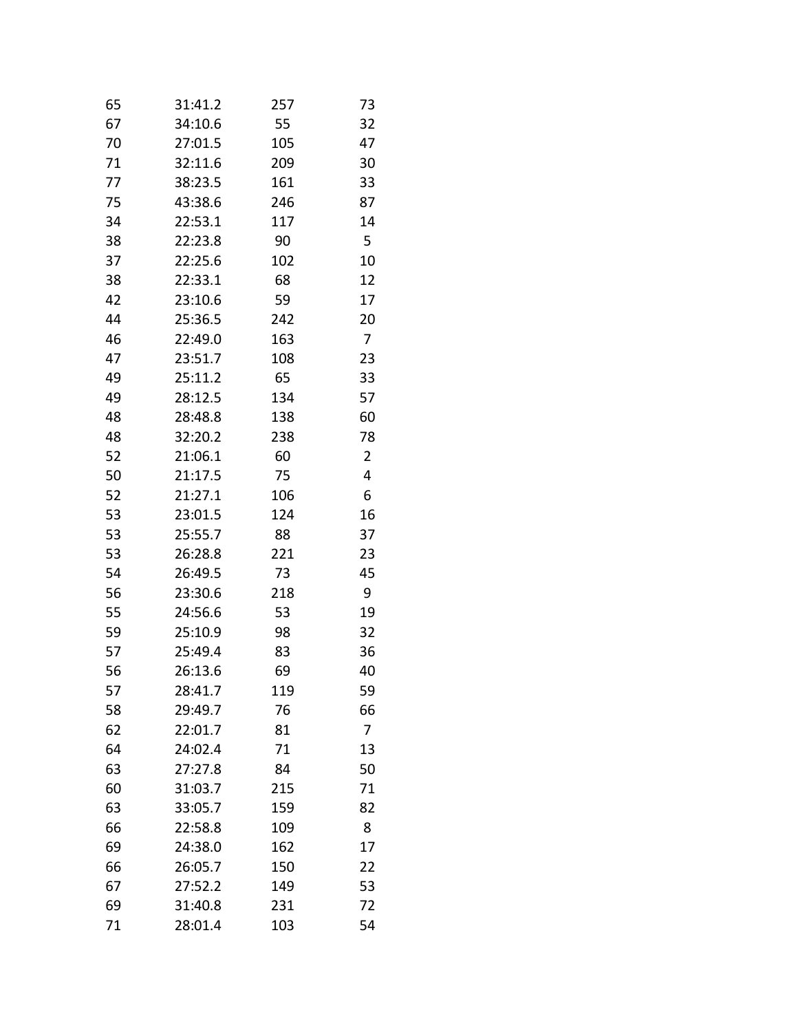| | | | |
|---|---|---|---|
| 65 | 31:41.2 | 257 | 73 |
| 67 | 34:10.6 | 55 | 32 |
| 70 | 27:01.5 | 105 | 47 |
| 71 | 32:11.6 | 209 | 30 |
| 77 | 38:23.5 | 161 | 33 |
| 75 | 43:38.6 | 246 | 87 |
| 34 | 22:53.1 | 117 | 14 |
| 38 | 22:23.8 | 90 | 5 |
| 37 | 22:25.6 | 102 | 10 |
| 38 | 22:33.1 | 68 | 12 |
| 42 | 23:10.6 | 59 | 17 |
| 44 | 25:36.5 | 242 | 20 |
| 46 | 22:49.0 | 163 | 7 |
| 47 | 23:51.7 | 108 | 23 |
| 49 | 25:11.2 | 65 | 33 |
| 49 | 28:12.5 | 134 | 57 |
| 48 | 28:48.8 | 138 | 60 |
| 48 | 32:20.2 | 238 | 78 |
| 52 | 21:06.1 | 60 | 2 |
| 50 | 21:17.5 | 75 | 4 |
| 52 | 21:27.1 | 106 | 6 |
| 53 | 23:01.5 | 124 | 16 |
| 53 | 25:55.7 | 88 | 37 |
| 53 | 26:28.8 | 221 | 23 |
| 54 | 26:49.5 | 73 | 45 |
| 56 | 23:30.6 | 218 | 9 |
| 55 | 24:56.6 | 53 | 19 |
| 59 | 25:10.9 | 98 | 32 |
| 57 | 25:49.4 | 83 | 36 |
| 56 | 26:13.6 | 69 | 40 |
| 57 | 28:41.7 | 119 | 59 |
| 58 | 29:49.7 | 76 | 66 |
| 62 | 22:01.7 | 81 | 7 |
| 64 | 24:02.4 | 71 | 13 |
| 63 | 27:27.8 | 84 | 50 |
| 60 | 31:03.7 | 215 | 71 |
| 63 | 33:05.7 | 159 | 82 |
| 66 | 22:58.8 | 109 | 8 |
| 69 | 24:38.0 | 162 | 17 |
| 66 | 26:05.7 | 150 | 22 |
| 67 | 27:52.2 | 149 | 53 |
| 69 | 31:40.8 | 231 | 72 |
| 71 | 28:01.4 | 103 | 54 |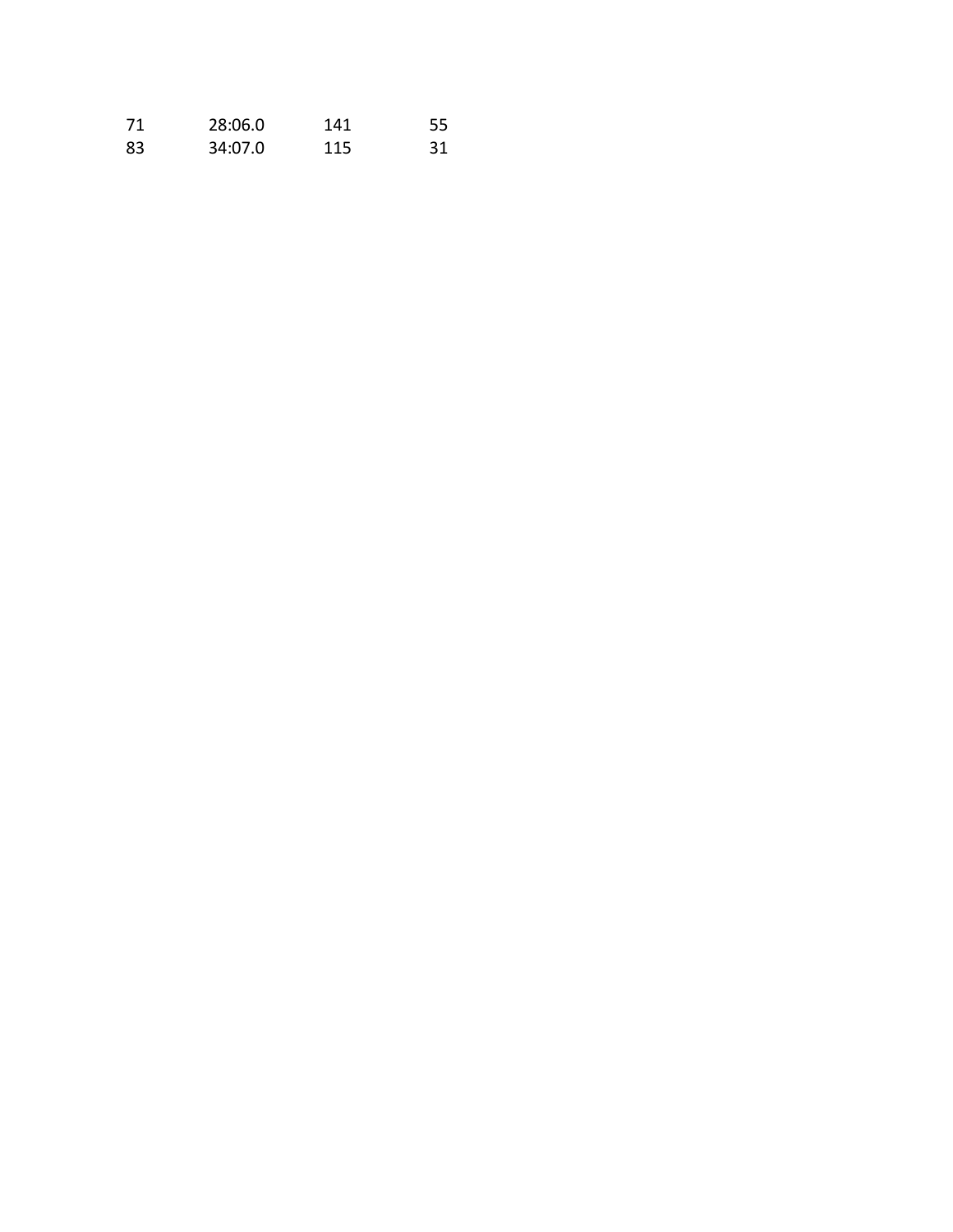| | | | |
|---|---|---|---|
| 71 | 28:06.0 | 141 | 55 |
| 83 | 34:07.0 | 115 | 31 |